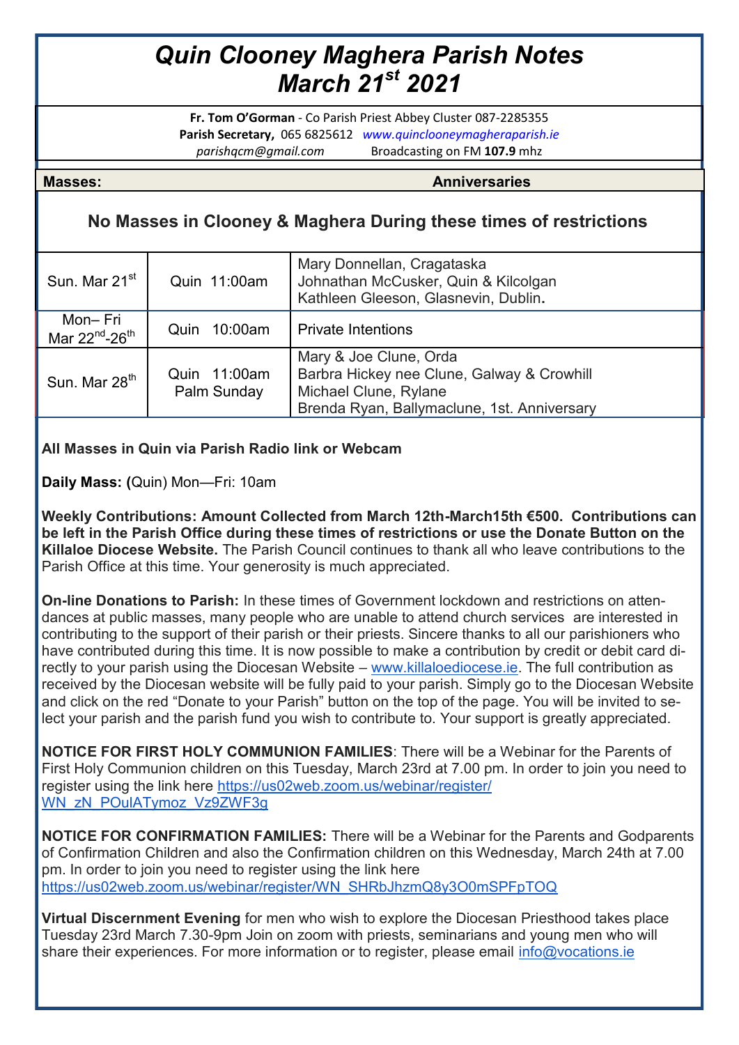# *Quin Clooney Maghera Parish Notes*
# *March 21st 2021*

**Fr. Tom O'Gorman** - Co Parish Priest Abbey Cluster 087-2285355
**Parish Secretary,** 065 6825612 *www.quinclooneymagheraparish.ie*
*parishqcm@gmail.com* Broadcasting on FM **107.9** mhz

| **Masses:** | | **Anniversaries** |
|---|---|---|
| **No Masses in Clooney & Maghera During these times of restrictions** | | |
| Sun. Mar 21st | Quin 11:00am | Mary Donnellan, Cragataska<br>Johnathan McCusker, Quin & Kilcolgan<br>Kathleen Gleeson, Glasnevin, Dublin. |
| Mon– Fri Mar 22nd-26th | Quin 10:00am | Private Intentions |
| Sun. Mar 28th | Quin 11:00am Palm Sunday | Mary & Joe Clune, Orda<br>Barbra Hickey nee Clune, Galway & Crowhill<br>Michael Clune, Rylane<br>Brenda Ryan, Ballymaclune, 1st. Anniversary |

**All Masses in Quin via Parish Radio link or Webcam**

**Daily Mass: (**Quin) Mon—Fri: 10am

**Weekly Contributions: Amount Collected from March 12th-March15th €500. Contributions can be left in the Parish Office during these times of restrictions or use the Donate Button on the Killaloe Diocese Website.** The Parish Council continues to thank all who leave contributions to the Parish Office at this time. Your generosity is much appreciated.

**On-line Donations to Parish:** In these times of Government lockdown and restrictions on attendances at public masses, many people who are unable to attend church services are interested in contributing to the support of their parish or their priests. Sincere thanks to all our parishioners who have contributed during this time. It is now possible to make a contribution by credit or debit card directly to your parish using the Diocesan Website – www.killaloediocese.ie. The full contribution as received by the Diocesan website will be fully paid to your parish. Simply go to the Diocesan Website and click on the red "Donate to your Parish" button on the top of the page. You will be invited to select your parish and the parish fund you wish to contribute to. Your support is greatly appreciated.

**NOTICE FOR FIRST HOLY COMMUNION FAMILIES**: There will be a Webinar for the Parents of First Holy Communion children on this Tuesday, March 23rd at 7.00 pm. In order to join you need to register using the link here https://us02web.zoom.us/webinar/register/WN_zN_POulATymoz_Vz9ZWF3g

**NOTICE FOR CONFIRMATION FAMILIES:** There will be a Webinar for the Parents and Godparents of Confirmation Children and also the Confirmation children on this Wednesday, March 24th at 7.00 pm. In order to join you need to register using the link here https://us02web.zoom.us/webinar/register/WN_SHRbJhzmQ8y3O0mSPFpTOQ

**Virtual Discernment Evening** for men who wish to explore the Diocesan Priesthood takes place Tuesday 23rd March 7.30-9pm Join on zoom with priests, seminarians and young men who will share their experiences. For more information or to register, please email info@vocations.ie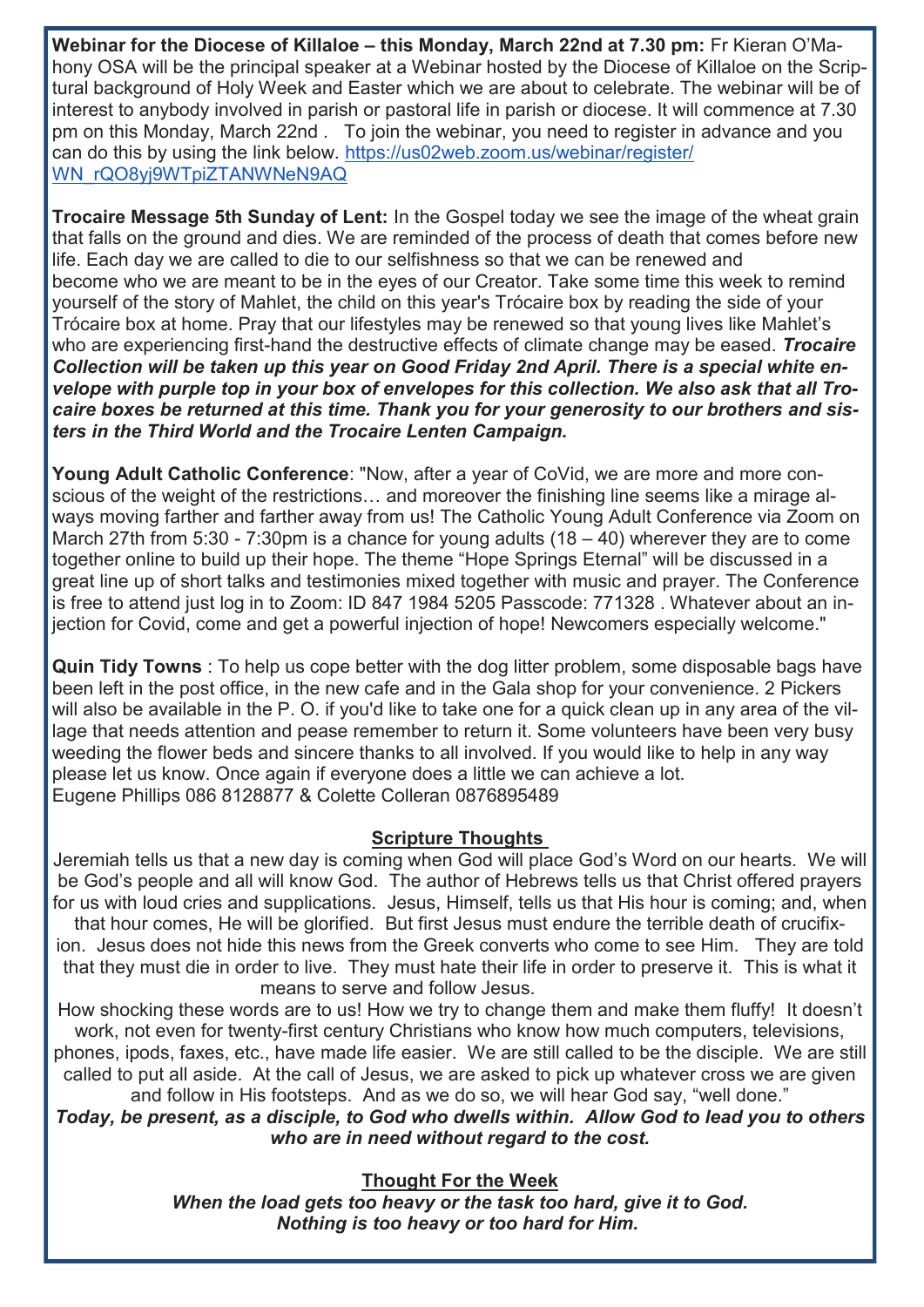**Webinar for the Diocese of Killaloe – this Monday, March 22nd at 7.30 pm:** Fr Kieran O'Mahony OSA will be the principal speaker at a Webinar hosted by the Diocese of Killaloe on the Scriptural background of Holy Week and Easter which we are about to celebrate. The webinar will be of interest to anybody involved in parish or pastoral life in parish or diocese. It will commence at 7.30 pm on this Monday, March 22nd . To join the webinar, you need to register in advance and you can do this by using the link below. https://us02web.zoom.us/webinar/register/WN_rQO8yj9WTpiZTANWNeN9AQ

**Trocaire Message 5th Sunday of Lent:** In the Gospel today we see the image of the wheat grain that falls on the ground and dies. We are reminded of the process of death that comes before new life. Each day we are called to die to our selfishness so that we can be renewed and become who we are meant to be in the eyes of our Creator. Take some time this week to remind yourself of the story of Mahlet, the child on this year's Trócaire box by reading the side of your Trócaire box at home. Pray that our lifestyles may be renewed so that young lives like Mahlet's who are experiencing first-hand the destructive effects of climate change may be eased. ***Trocaire Collection will be taken up this year on Good Friday 2nd April. There is a special white envelope with purple top in your box of envelopes for this collection. We also ask that all Trocaire boxes be returned at this time. Thank you for your generosity to our brothers and sisters in the Third World and the Trocaire Lenten Campaign.***

**Young Adult Catholic Conference**: "Now, after a year of CoVid, we are more and more conscious of the weight of the restrictions… and moreover the finishing line seems like a mirage always moving farther and farther away from us! The Catholic Young Adult Conference via Zoom on March 27th from 5:30 - 7:30pm is a chance for young adults (18 – 40) wherever they are to come together online to build up their hope. The theme "Hope Springs Eternal" will be discussed in a great line up of short talks and testimonies mixed together with music and prayer. The Conference is free to attend just log in to Zoom: ID 847 1984 5205 Passcode: 771328 . Whatever about an injection for Covid, come and get a powerful injection of hope! Newcomers especially welcome."

**Quin Tidy Towns** : To help us cope better with the dog litter problem, some disposable bags have been left in the post office, in the new cafe and in the Gala shop for your convenience. 2 Pickers will also be available in the P. O. if you'd like to take one for a quick clean up in any area of the village that needs attention and pease remember to return it. Some volunteers have been very busy weeding the flower beds and sincere thanks to all involved. If you would like to help in any way please let us know. Once again if everyone does a little we can achieve a lot.
Eugene Phillips 086 8128877 & Colette Colleran 0876895489

## Scripture Thoughts

Jeremiah tells us that a new day is coming when God will place God's Word on our hearts. We will be God's people and all will know God. The author of Hebrews tells us that Christ offered prayers for us with loud cries and supplications. Jesus, Himself, tells us that His hour is coming; and, when that hour comes, He will be glorified. But first Jesus must endure the terrible death of crucifixion. Jesus does not hide this news from the Greek converts who come to see Him. They are told that they must die in order to live. They must hate their life in order to preserve it. This is what it means to serve and follow Jesus.

How shocking these words are to us! How we try to change them and make them fluffy! It doesn't work, not even for twenty-first century Christians who know how much computers, televisions, phones, ipods, faxes, etc., have made life easier. We are still called to be the disciple. We are still called to put all aside. At the call of Jesus, we are asked to pick up whatever cross we are given and follow in His footsteps. And as we do so, we will hear God say, "well done."

***Today, be present, as a disciple, to God who dwells within. Allow God to lead you to others who are in need without regard to the cost.***

## Thought For the Week

***When the load gets too heavy or the task too hard, give it to God. Nothing is too heavy or too hard for Him.***